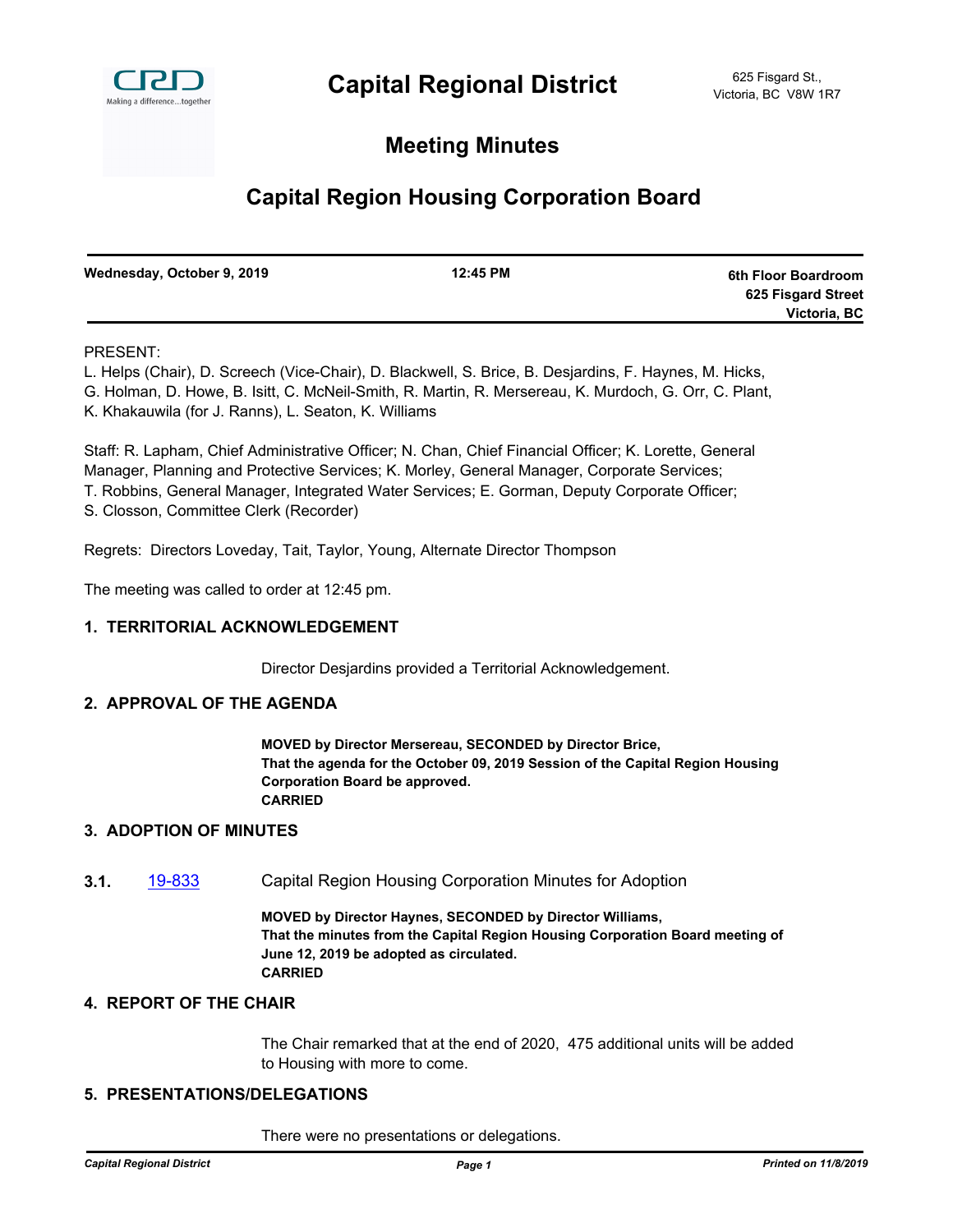# Capital Regional District

625 Fisgard St.,
Victoria, BC V8W 1R7

## Meeting Minutes

## Capital Region Housing Corporation Board

| Wednesday, October 9, 2019 | 12:45 PM | 6th Floor Boardroom<br>625 Fisgard Street<br>Victoria, BC |
|---|---|---|

PRESENT:
L. Helps (Chair), D. Screech (Vice-Chair), D. Blackwell, S. Brice, B. Desjardins, F. Haynes, M. Hicks, G. Holman, D. Howe, B. Isitt, C. McNeil-Smith, R. Martin, R. Mersereau, K. Murdoch, G. Orr, C. Plant, K. Khakauwila (for J. Ranns), L. Seaton, K. Williams

Staff: R. Lapham, Chief Administrative Officer; N. Chan, Chief Financial Officer; K. Lorette, General Manager, Planning and Protective Services; K. Morley, General Manager, Corporate Services; T. Robbins, General Manager, Integrated Water Services; E. Gorman, Deputy Corporate Officer; S. Closson, Committee Clerk (Recorder)

Regrets: Directors Loveday, Tait, Taylor, Young, Alternate Director Thompson

The meeting was called to order at 12:45 pm.

### 1. TERRITORIAL ACKNOWLEDGEMENT

Director Desjardins provided a Territorial Acknowledgement.

### 2. APPROVAL OF THE AGENDA

**MOVED by Director Mersereau, SECONDED by Director Brice,**
**That the agenda for the October 09, 2019 Session of the Capital Region Housing Corporation Board be approved.**
**CARRIED**

### 3. ADOPTION OF MINUTES

**3.1.** 19-833 Capital Region Housing Corporation Minutes for Adoption

**MOVED by Director Haynes, SECONDED by Director Williams,**
**That the minutes from the Capital Region Housing Corporation Board meeting of June 12, 2019 be adopted as circulated.**
**CARRIED**

### 4. REPORT OF THE CHAIR

The Chair remarked that at the end of 2020, 475 additional units will be added to Housing with more to come.

### 5. PRESENTATIONS/DELEGATIONS

There were no presentations or delegations.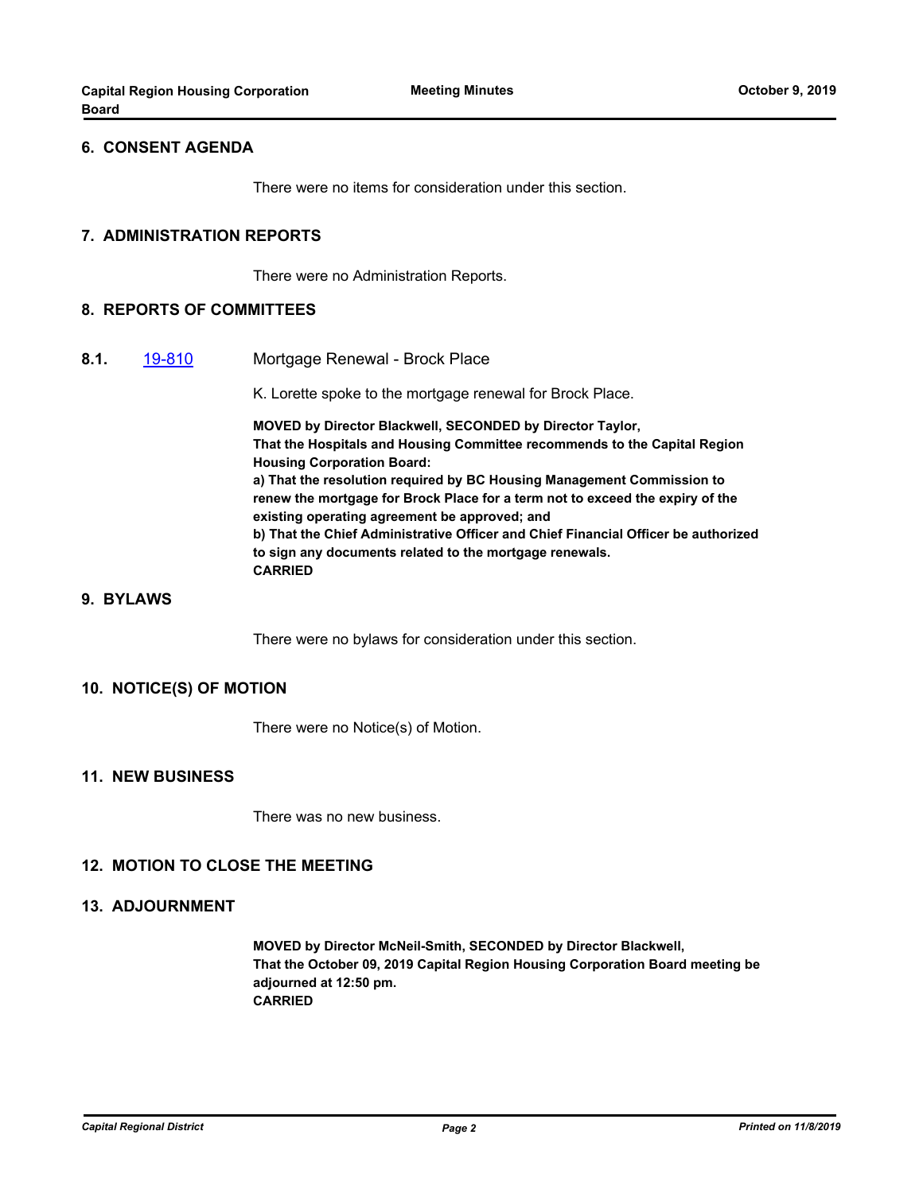## 6. CONSENT AGENDA

There were no items for consideration under this section.

## 7. ADMINISTRATION REPORTS

There were no Administration Reports.

## 8. REPORTS OF COMMITTEES

**8.1.** 19-810 Mortgage Renewal - Brock Place

K. Lorette spoke to the mortgage renewal for Brock Place.

**MOVED by Director Blackwell, SECONDED by Director Taylor,**
**That the Hospitals and Housing Committee recommends to the Capital Region Housing Corporation Board:**
**a) That the resolution required by BC Housing Management Commission to renew the mortgage for Brock Place for a term not to exceed the expiry of the existing operating agreement be approved; and**
**b) That the Chief Administrative Officer and Chief Financial Officer be authorized to sign any documents related to the mortgage renewals.**
**CARRIED**

## 9. BYLAWS

There were no bylaws for consideration under this section.

## 10. NOTICE(S) OF MOTION

There were no Notice(s) of Motion.

## 11. NEW BUSINESS

There was no new business.

## 12. MOTION TO CLOSE THE MEETING

## 13. ADJOURNMENT

**MOVED by Director McNeil-Smith, SECONDED by Director Blackwell,**
**That the October 09, 2019 Capital Region Housing Corporation Board meeting be adjourned at 12:50 pm.**
**CARRIED**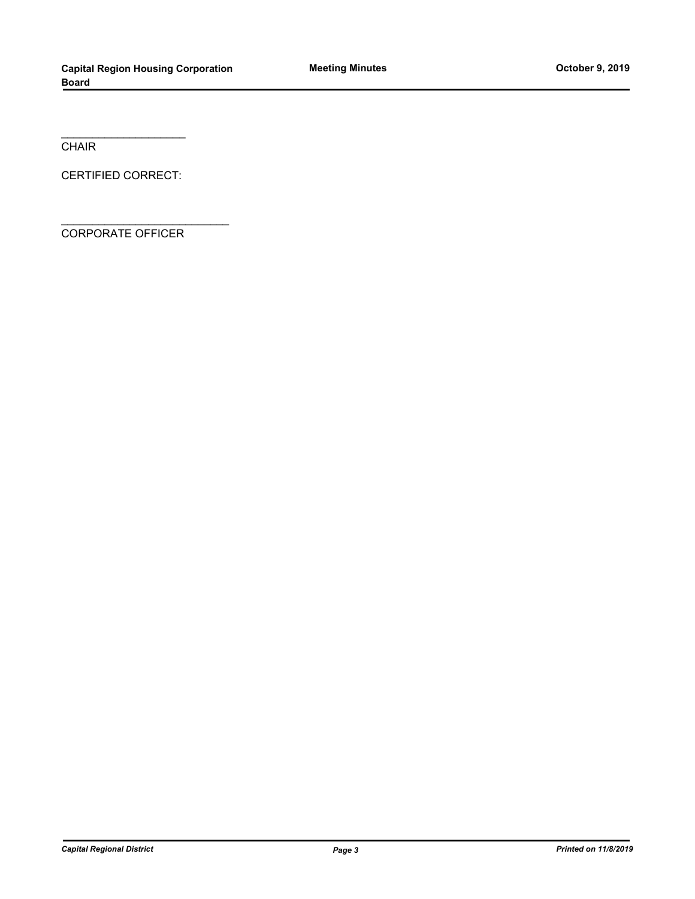___________________

CHAIR

CERTIFIED CORRECT:

__________________________

CORPORATE OFFICER